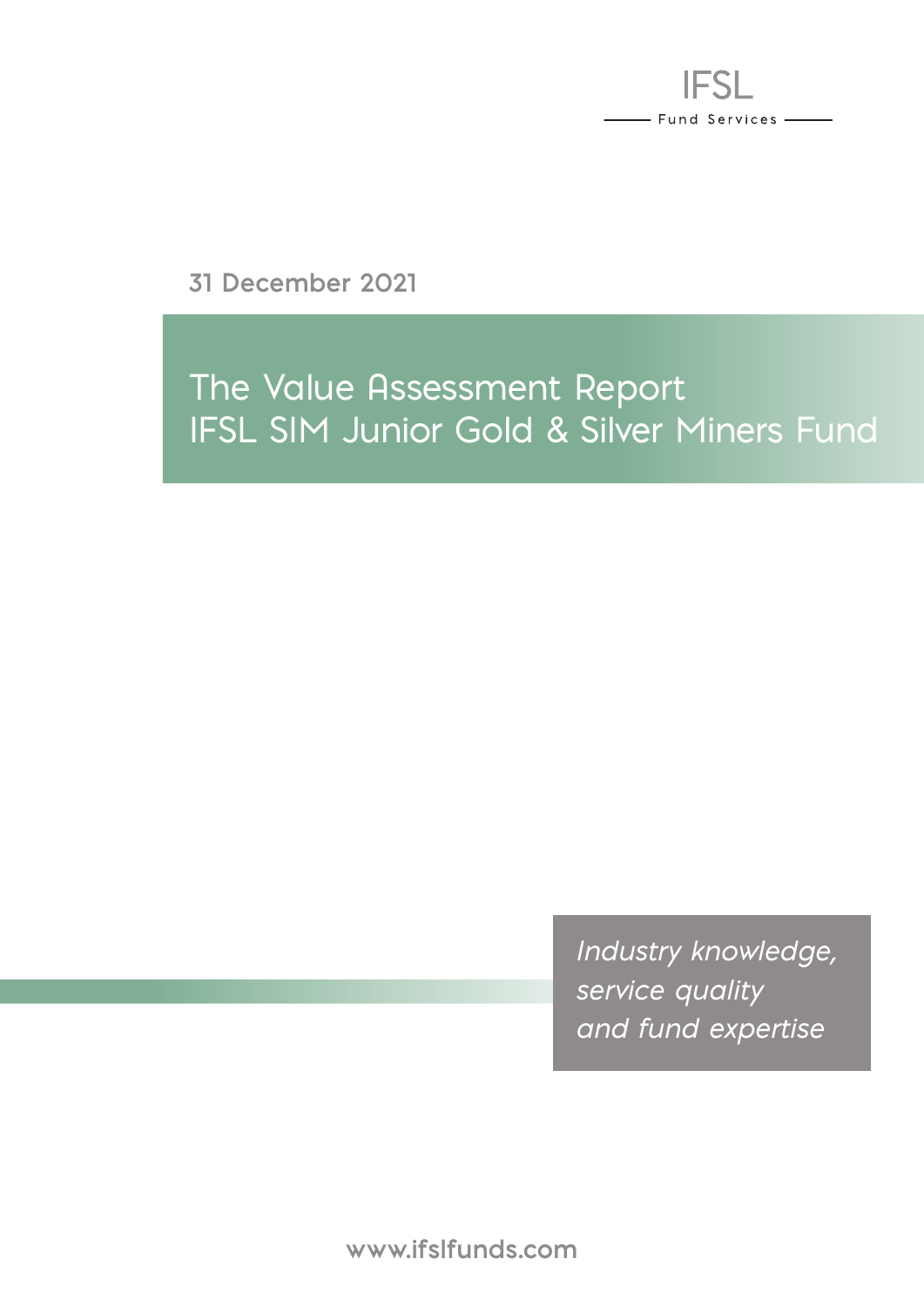IFSL

Fund Services

31 December 2021

# The Value Assessment Report IFSL SIM Junior Gold & Silver Miners Fund

*Industry knowledge, service quality and fund expertise*

www.ifslfunds.com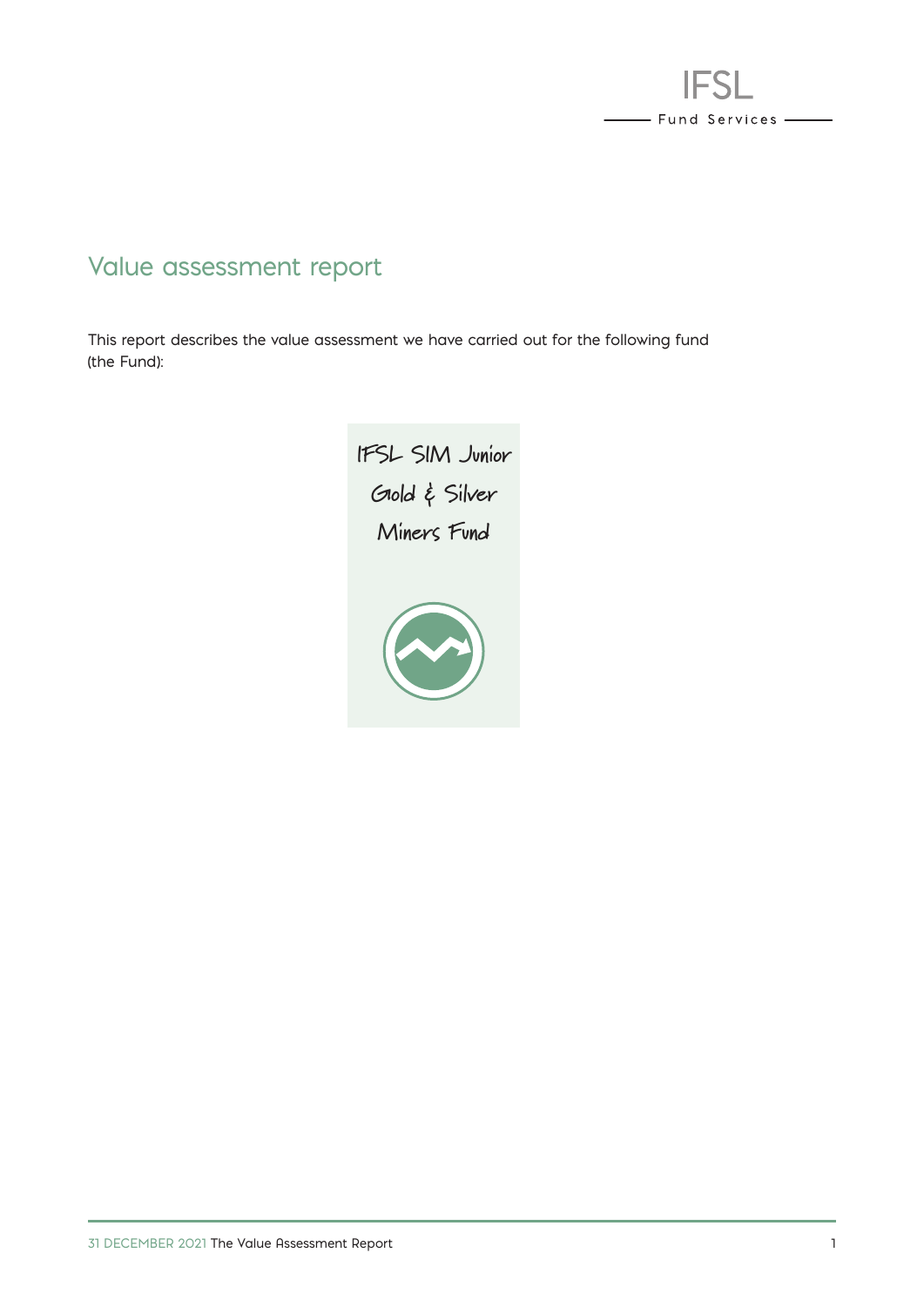IFSL

Fund Services

# Value assessment report

This report describes the value assessment we have carried out for the following fund (the Fund):

IFSL SIM Junior Gold & Silver Miners Fund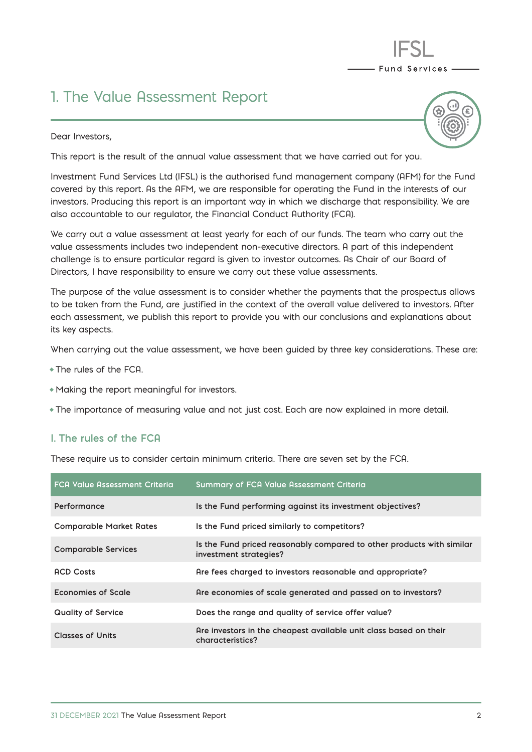# 1. The Value Assessment Report

Dear Investors,

This report is the result of the annual value assessment that we have carried out for you.

Investment Fund Services Ltd (IFSL) is the authorised fund management company (AFM) for the Fund covered by this report. As the AFM, we are responsible for operating the Fund in the interests of our investors. Producing this report is an important way in which we discharge that responsibility. We are also accountable to our regulator, the Financial Conduct Authority (FCA).

We carry out a value assessment at least yearly for each of our funds. The team who carry out the value assessments includes two independent non-executive directors. A part of this independent challenge is to ensure particular regard is given to investor outcomes. As Chair of our Board of Directors, I have responsibility to ensure we carry out these value assessments.

The purpose of the value assessment is to consider whether the payments that the prospectus allows to be taken from the Fund, are justified in the context of the overall value delivered to investors. After each assessment, we publish this report to provide you with our conclusions and explanations about its key aspects.

When carrying out the value assessment, we have been guided by three key considerations. These are:

- The rules of the FCA.
- Making the report meaningful for investors.
- The importance of measuring value and not just cost. Each are now explained in more detail.

## I. The rules of the FCA

These require us to consider certain minimum criteria. There are seven set by the FCA.

| FCA Value Assessment Criteria | Summary of FCA Value Assessment Criteria |
|---|---|
| Performance | Is the Fund performing against its investment objectives? |
| Comparable Market Rates | Is the Fund priced similarly to competitors? |
| Comparable Services | Is the Fund priced reasonably compared to other products with similar investment strategies? |
| ACD Costs | Are fees charged to investors reasonable and appropriate? |
| Economies of Scale | Are economies of scale generated and passed on to investors? |
| Quality of Service | Does the range and quality of service offer value? |
| Classes of Units | Are investors in the cheapest available unit class based on their characteristics? |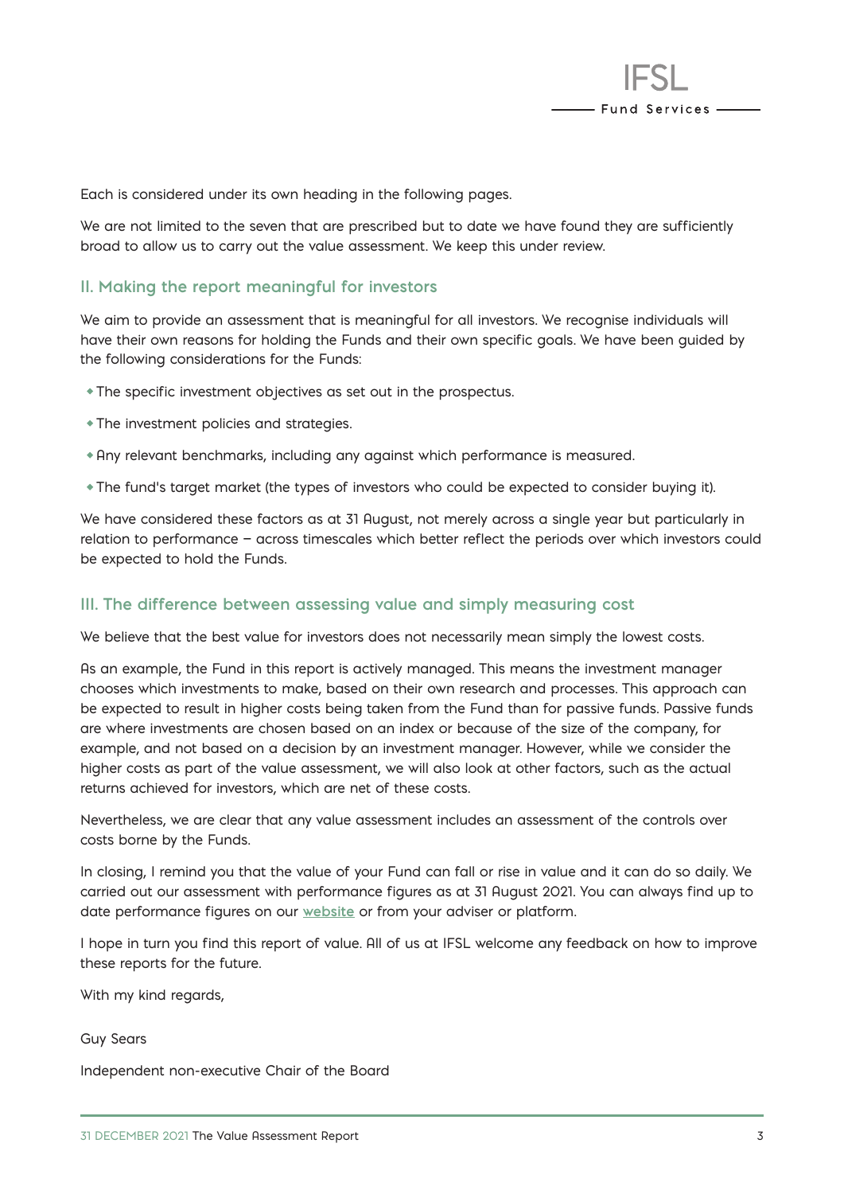Each is considered under its own heading in the following pages.

We are not limited to the seven that are prescribed but to date we have found they are sufficiently broad to allow us to carry out the value assessment. We keep this under review.

## II. Making the report meaningful for investors

We aim to provide an assessment that is meaningful for all investors. We recognise individuals will have their own reasons for holding the Funds and their own specific goals. We have been guided by the following considerations for the Funds:

- The specific investment objectives as set out in the prospectus.
- The investment policies and strategies.
- Any relevant benchmarks, including any against which performance is measured.
- The fund's target market (the types of investors who could be expected to consider buying it).

We have considered these factors as at 31 August, not merely across a single year but particularly in relation to performance – across timescales which better reflect the periods over which investors could be expected to hold the Funds.

## III. The difference between assessing value and simply measuring cost

We believe that the best value for investors does not necessarily mean simply the lowest costs.

As an example, the Fund in this report is actively managed. This means the investment manager chooses which investments to make, based on their own research and processes. This approach can be expected to result in higher costs being taken from the Fund than for passive funds. Passive funds are where investments are chosen based on an index or because of the size of the company, for example, and not based on a decision by an investment manager. However, while we consider the higher costs as part of the value assessment, we will also look at other factors, such as the actual returns achieved for investors, which are net of these costs.

Nevertheless, we are clear that any value assessment includes an assessment of the controls over costs borne by the Funds.

In closing, I remind you that the value of your Fund can fall or rise in value and it can do so daily. We carried out our assessment with performance figures as at 31 August 2021. You can always find up to date performance figures on our **website** or from your adviser or platform.

I hope in turn you find this report of value. All of us at IFSL welcome any feedback on how to improve these reports for the future.

With my kind regards,

Guy Sears

Independent non-executive Chair of the Board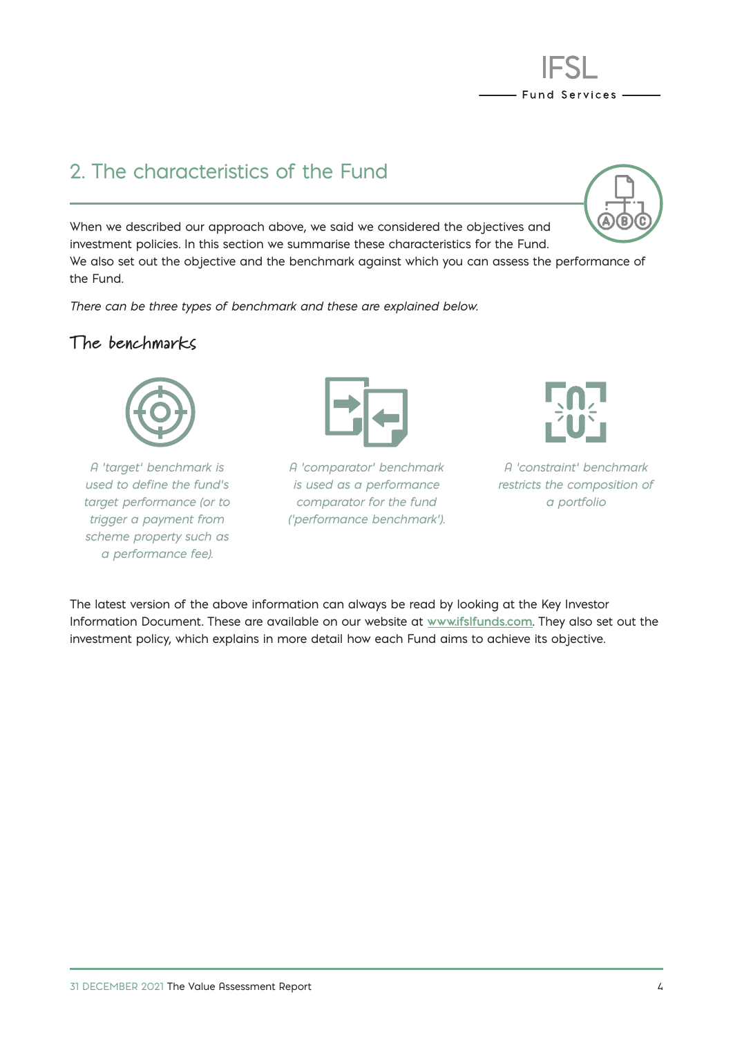## 2. The characteristics of the Fund

When we described our approach above, we said we considered the objectives and investment policies. In this section we summarise these characteristics for the Fund. We also set out the objective and the benchmark against which you can assess the performance of the Fund.

*There can be three types of benchmark and these are explained below.*

### The benchmarks

*A 'target' benchmark is used to define the fund's target performance (or to trigger a payment from scheme property such as a performance fee).*

*A 'comparator' benchmark is used as a performance comparator for the fund ('performance benchmark').*

*A 'constraint' benchmark restricts the composition of a portfolio*

The latest version of the above information can always be read by looking at the Key Investor Information Document. These are available on our website at www.ifslfunds.com. They also set out the investment policy, which explains in more detail how each Fund aims to achieve its objective.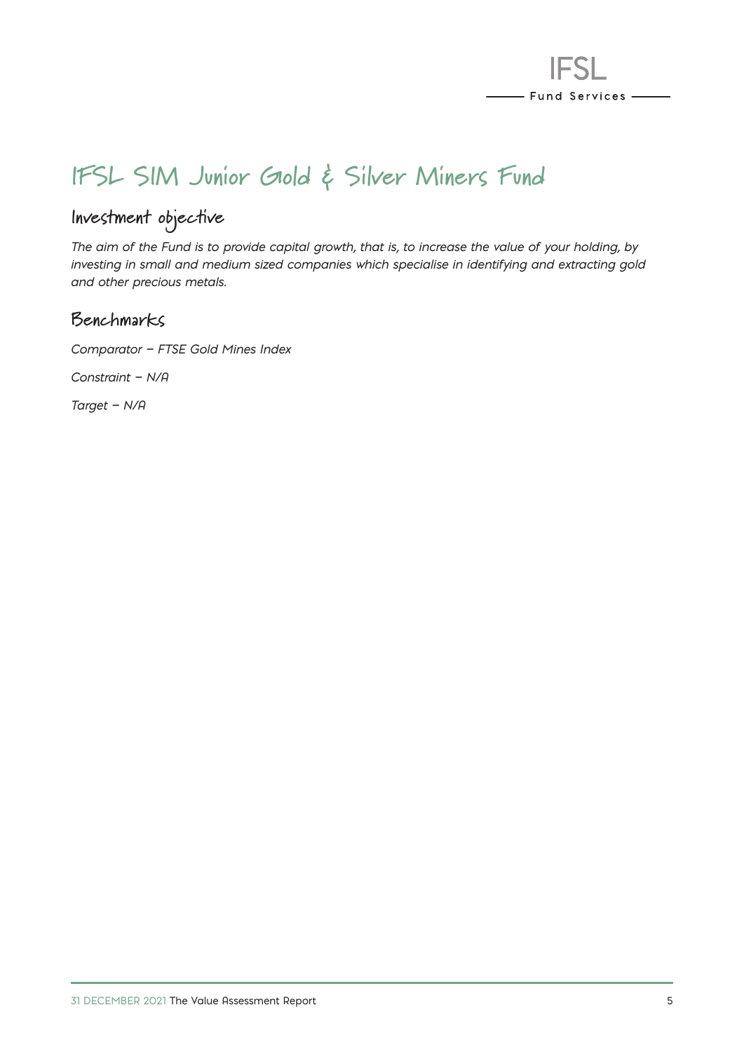# IFSL SIM Junior Gold & Silver Miners Fund

## Investment objective

*The aim of the Fund is to provide capital growth, that is, to increase the value of your holding, by investing in small and medium sized companies which specialise in identifying and extracting gold and other precious metals.*

## Benchmarks

*Comparator – FTSE Gold Mines Index*

*Constraint – N/A*

*Target – N/A*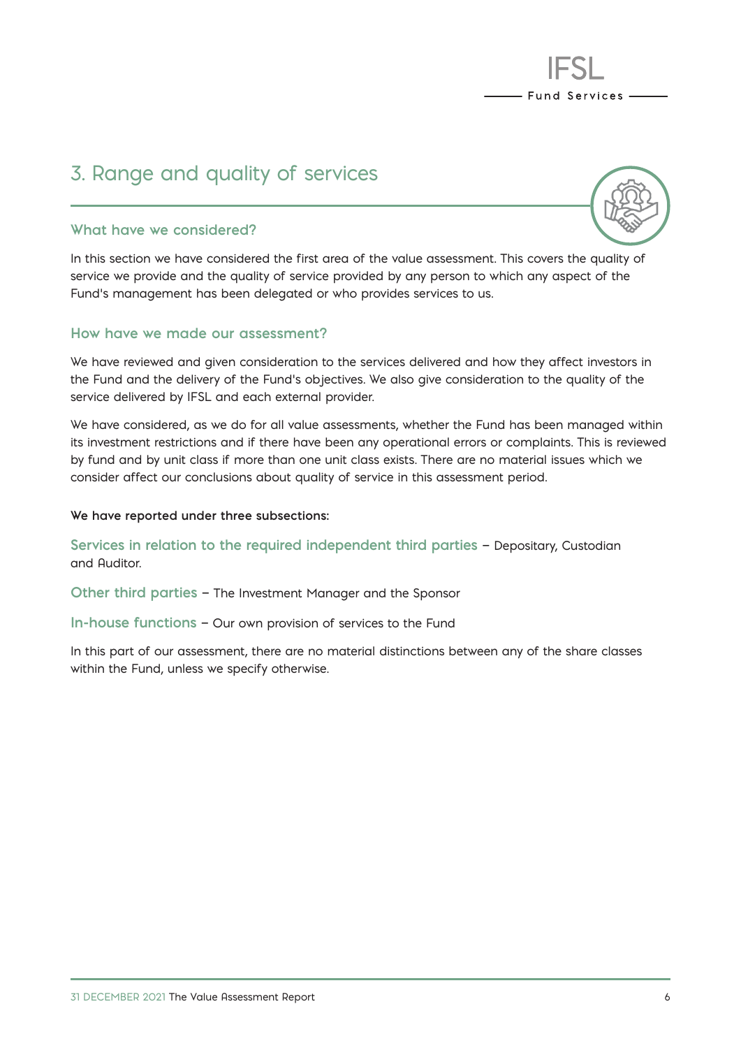# 3. Range and quality of services

## What have we considered?

In this section we have considered the first area of the value assessment. This covers the quality of service we provide and the quality of service provided by any person to which any aspect of the Fund's management has been delegated or who provides services to us.

## How have we made our assessment?

We have reviewed and given consideration to the services delivered and how they affect investors in the Fund and the delivery of the Fund's objectives. We also give consideration to the quality of the service delivered by IFSL and each external provider.

We have considered, as we do for all value assessments, whether the Fund has been managed within its investment restrictions and if there have been any operational errors or complaints. This is reviewed by fund and by unit class if more than one unit class exists. There are no material issues which we consider affect our conclusions about quality of service in this assessment period.

**We have reported under three subsections:**

**Services in relation to the required independent third parties** – Depositary, Custodian and Auditor.

**Other third parties** – The Investment Manager and the Sponsor

**In-house functions** – Our own provision of services to the Fund

In this part of our assessment, there are no material distinctions between any of the share classes within the Fund, unless we specify otherwise.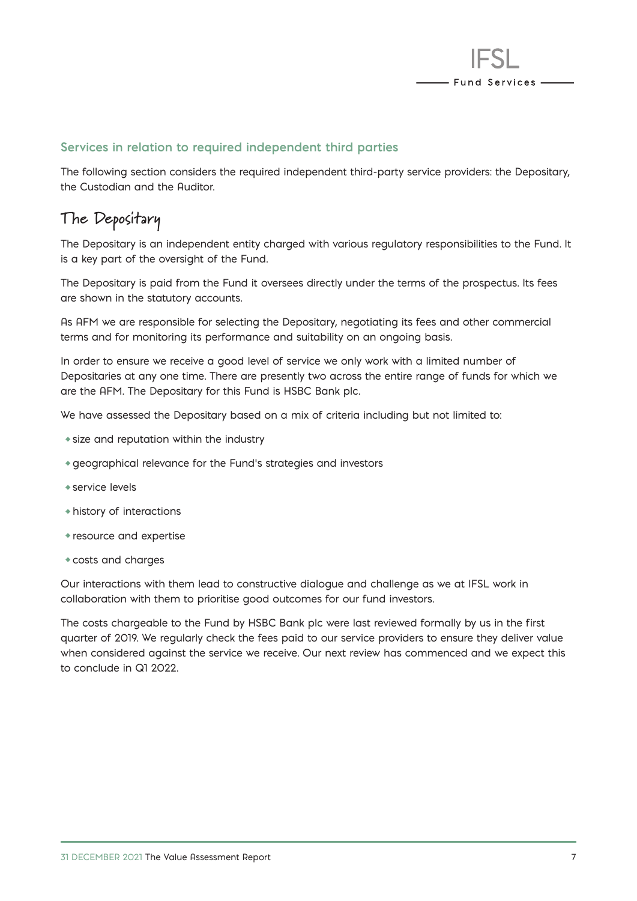## Services in relation to required independent third parties

The following section considers the required independent third-party service providers: the Depositary, the Custodian and the Auditor.

# The Depositary

The Depositary is an independent entity charged with various regulatory responsibilities to the Fund. It is a key part of the oversight of the Fund.

The Depositary is paid from the Fund it oversees directly under the terms of the prospectus. Its fees are shown in the statutory accounts.

As AFM we are responsible for selecting the Depositary, negotiating its fees and other commercial terms and for monitoring its performance and suitability on an ongoing basis.

In order to ensure we receive a good level of service we only work with a limited number of Depositaries at any one time. There are presently two across the entire range of funds for which we are the AFM. The Depositary for this Fund is HSBC Bank plc.

We have assessed the Depositary based on a mix of criteria including but not limited to:

- size and reputation within the industry
- geographical relevance for the Fund's strategies and investors
- service levels
- history of interactions
- resource and expertise
- costs and charges

Our interactions with them lead to constructive dialogue and challenge as we at IFSL work in collaboration with them to prioritise good outcomes for our fund investors.

The costs chargeable to the Fund by HSBC Bank plc were last reviewed formally by us in the first quarter of 2019. We regularly check the fees paid to our service providers to ensure they deliver value when considered against the service we receive. Our next review has commenced and we expect this to conclude in Q1 2022.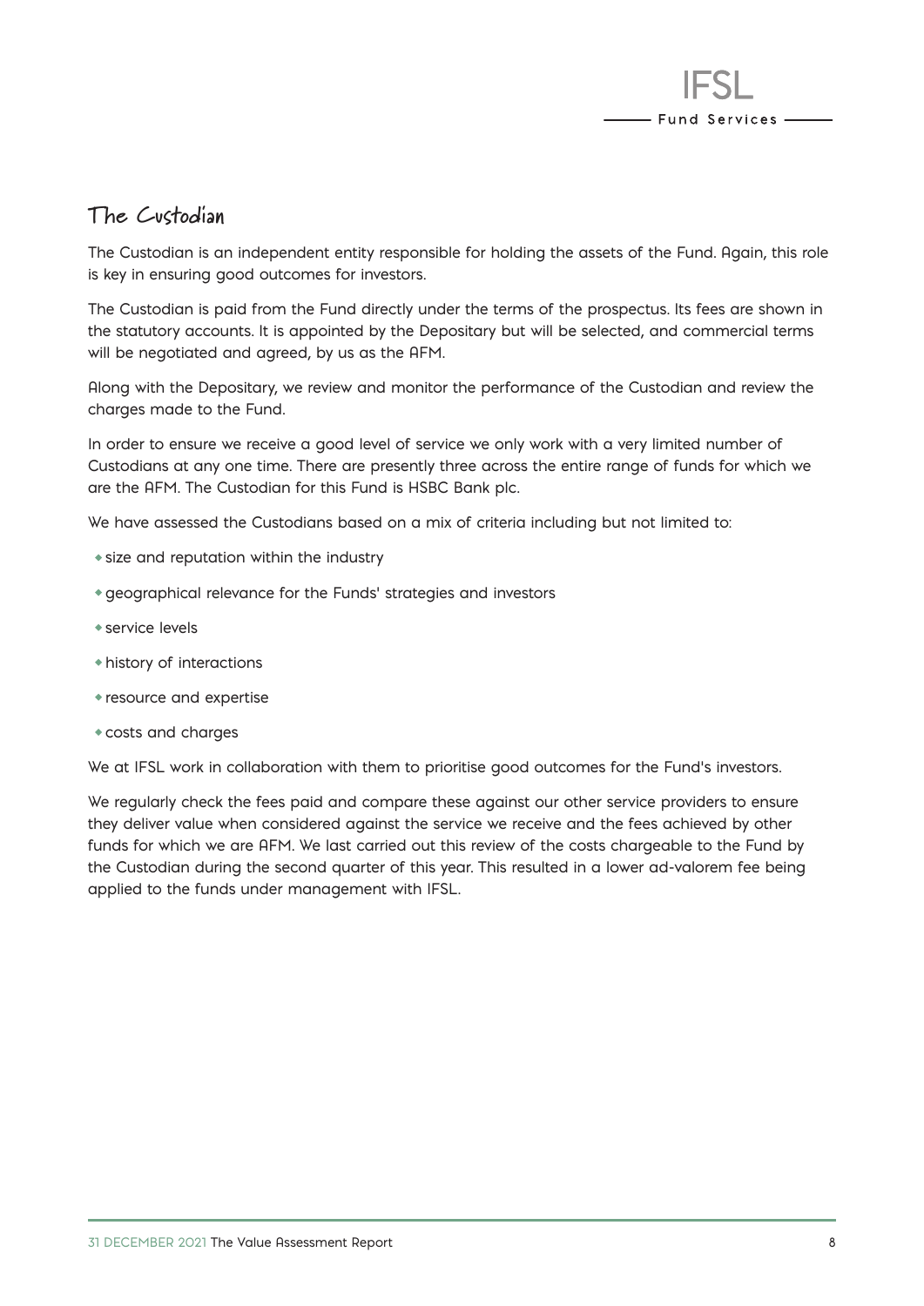## The Custodian

The Custodian is an independent entity responsible for holding the assets of the Fund. Again, this role is key in ensuring good outcomes for investors.

The Custodian is paid from the Fund directly under the terms of the prospectus. Its fees are shown in the statutory accounts. It is appointed by the Depositary but will be selected, and commercial terms will be negotiated and agreed, by us as the AFM.

Along with the Depositary, we review and monitor the performance of the Custodian and review the charges made to the Fund.

In order to ensure we receive a good level of service we only work with a very limited number of Custodians at any one time. There are presently three across the entire range of funds for which we are the AFM. The Custodian for this Fund is HSBC Bank plc.

We have assessed the Custodians based on a mix of criteria including but not limited to:

- size and reputation within the industry
- geographical relevance for the Funds' strategies and investors
- service levels
- history of interactions
- resource and expertise
- costs and charges

We at IFSL work in collaboration with them to prioritise good outcomes for the Fund's investors.

We regularly check the fees paid and compare these against our other service providers to ensure they deliver value when considered against the service we receive and the fees achieved by other funds for which we are AFM. We last carried out this review of the costs chargeable to the Fund by the Custodian during the second quarter of this year. This resulted in a lower ad-valorem fee being applied to the funds under management with IFSL.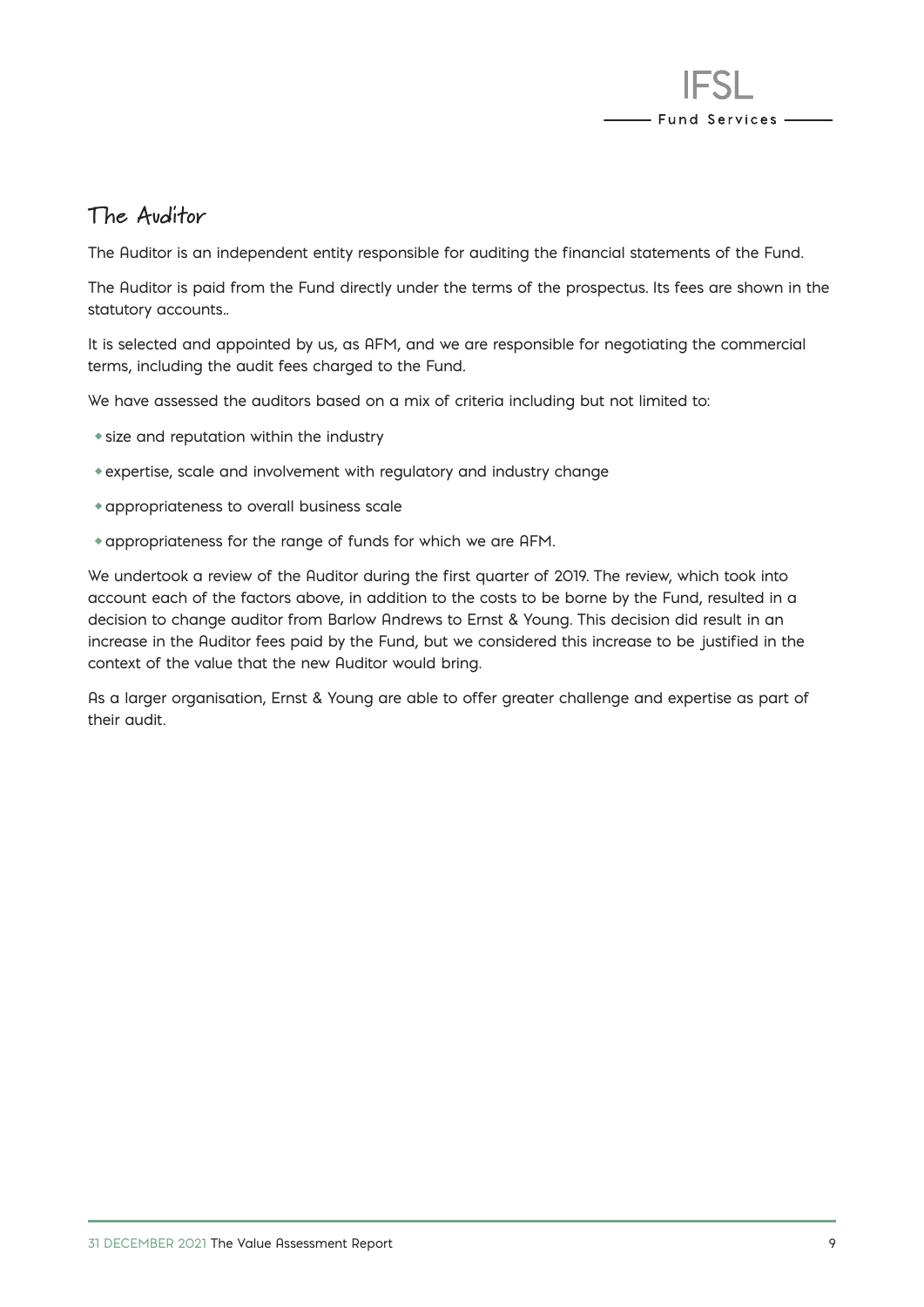## The Auditor

The Auditor is an independent entity responsible for auditing the financial statements of the Fund.

The Auditor is paid from the Fund directly under the terms of the prospectus. Its fees are shown in the statutory accounts..

It is selected and appointed by us, as AFM, and we are responsible for negotiating the commercial terms, including the audit fees charged to the Fund.

We have assessed the auditors based on a mix of criteria including but not limited to:

- size and reputation within the industry
- expertise, scale and involvement with regulatory and industry change
- appropriateness to overall business scale
- appropriateness for the range of funds for which we are AFM.

We undertook a review of the Auditor during the first quarter of 2019. The review, which took into account each of the factors above, in addition to the costs to be borne by the Fund, resulted in a decision to change auditor from Barlow Andrews to Ernst & Young. This decision did result in an increase in the Auditor fees paid by the Fund, but we considered this increase to be justified in the context of the value that the new Auditor would bring.

As a larger organisation, Ernst & Young are able to offer greater challenge and expertise as part of their audit.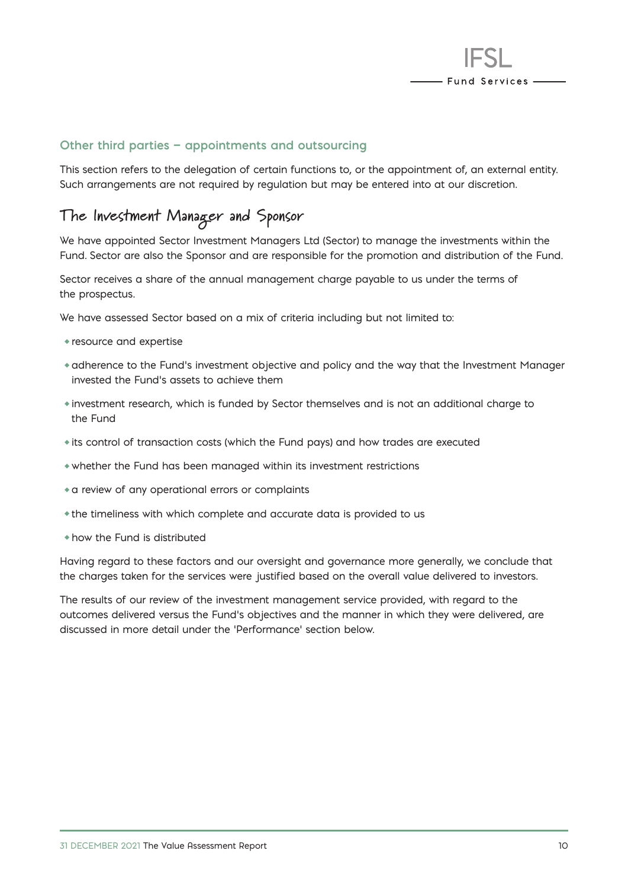### Other third parties – appointments and outsourcing

This section refers to the delegation of certain functions to, or the appointment of, an external entity. Such arrangements are not required by regulation but may be entered into at our discretion.

## The Investment Manager and Sponsor

We have appointed Sector Investment Managers Ltd (Sector) to manage the investments within the Fund. Sector are also the Sponsor and are responsible for the promotion and distribution of the Fund.

Sector receives a share of the annual management charge payable to us under the terms of the prospectus.

We have assessed Sector based on a mix of criteria including but not limited to:

- resource and expertise
- adherence to the Fund's investment objective and policy and the way that the Investment Manager invested the Fund's assets to achieve them
- investment research, which is funded by Sector themselves and is not an additional charge to the Fund
- its control of transaction costs (which the Fund pays) and how trades are executed
- whether the Fund has been managed within its investment restrictions
- a review of any operational errors or complaints
- the timeliness with which complete and accurate data is provided to us
- how the Fund is distributed

Having regard to these factors and our oversight and governance more generally, we conclude that the charges taken for the services were justified based on the overall value delivered to investors.

The results of our review of the investment management service provided, with regard to the outcomes delivered versus the Fund's objectives and the manner in which they were delivered, are discussed in more detail under the 'Performance' section below.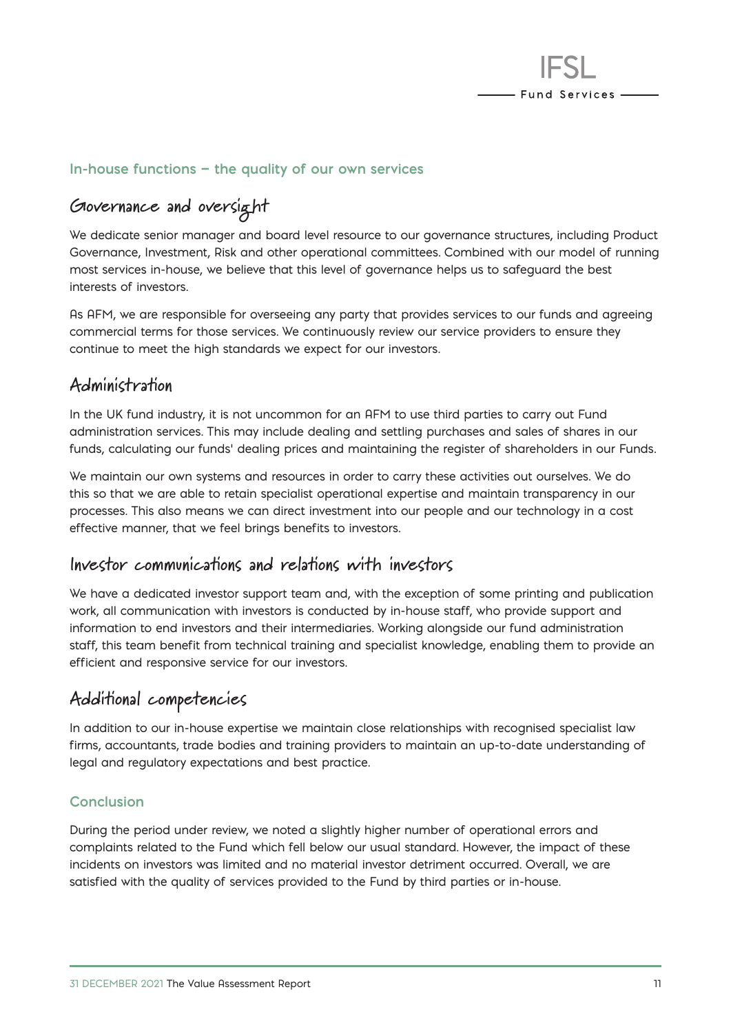### In-house functions – the quality of our own services

## Governance and oversight

We dedicate senior manager and board level resource to our governance structures, including Product Governance, Investment, Risk and other operational committees. Combined with our model of running most services in-house, we believe that this level of governance helps us to safeguard the best interests of investors.

As AFM, we are responsible for overseeing any party that provides services to our funds and agreeing commercial terms for those services. We continuously review our service providers to ensure they continue to meet the high standards we expect for our investors.

## Administration

In the UK fund industry, it is not uncommon for an AFM to use third parties to carry out Fund administration services. This may include dealing and settling purchases and sales of shares in our funds, calculating our funds' dealing prices and maintaining the register of shareholders in our Funds.

We maintain our own systems and resources in order to carry these activities out ourselves. We do this so that we are able to retain specialist operational expertise and maintain transparency in our processes. This also means we can direct investment into our people and our technology in a cost effective manner, that we feel brings benefits to investors.

## Investor communications and relations with investors

We have a dedicated investor support team and, with the exception of some printing and publication work, all communication with investors is conducted by in-house staff, who provide support and information to end investors and their intermediaries. Working alongside our fund administration staff, this team benefit from technical training and specialist knowledge, enabling them to provide an efficient and responsive service for our investors.

## Additional competencies

In addition to our in-house expertise we maintain close relationships with recognised specialist law firms, accountants, trade bodies and training providers to maintain an up-to-date understanding of legal and regulatory expectations and best practice.

### Conclusion

During the period under review, we noted a slightly higher number of operational errors and complaints related to the Fund which fell below our usual standard. However, the impact of these incidents on investors was limited and no material investor detriment occurred. Overall, we are satisfied with the quality of services provided to the Fund by third parties or in-house.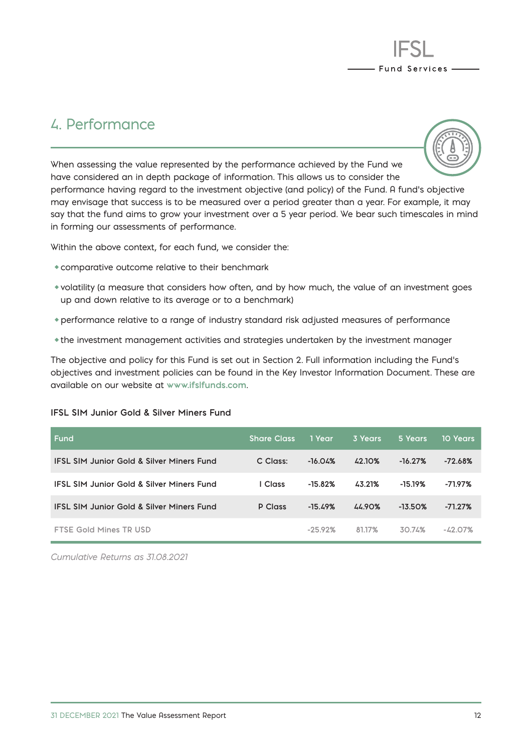# 4. Performance

When assessing the value represented by the performance achieved by the Fund we have considered an in depth package of information. This allows us to consider the performance having regard to the investment objective (and policy) of the Fund. A fund's objective may envisage that success is to be measured over a period greater than a year. For example, it may say that the fund aims to grow your investment over a 5 year period. We bear such timescales in mind in forming our assessments of performance.

Within the above context, for each fund, we consider the:

- comparative outcome relative to their benchmark
- volatility (a measure that considers how often, and by how much, the value of an investment goes up and down relative to its average or to a benchmark)
- performance relative to a range of industry standard risk adjusted measures of performance
- the investment management activities and strategies undertaken by the investment manager

The objective and policy for this Fund is set out in Section 2. Full information including the Fund's objectives and investment policies can be found in the Key Investor Information Document. These are available on our website at www.ifslfunds.com.

**IFSL SIM Junior Gold & Silver Miners Fund**

| Fund | Share Class | 1 Year | 3 Years | 5 Years | 10 Years |
|---|---|---|---|---|---|
| IFSL SIM Junior Gold & Silver Miners Fund | C Class: | -16.04% | 42.10% | -16.27% | -72.68% |
| IFSL SIM Junior Gold & Silver Miners Fund | I Class | -15.82% | 43.21% | -15.19% | -71.97% |
| IFSL SIM Junior Gold & Silver Miners Fund | P Class | -15.49% | 44.90% | -13.50% | -71.27% |
| FTSE Gold Mines TR USD | | -25.92% | 81.17% | 30.74% | -42.07% |

*Cumulative Returns as 31.08.2021*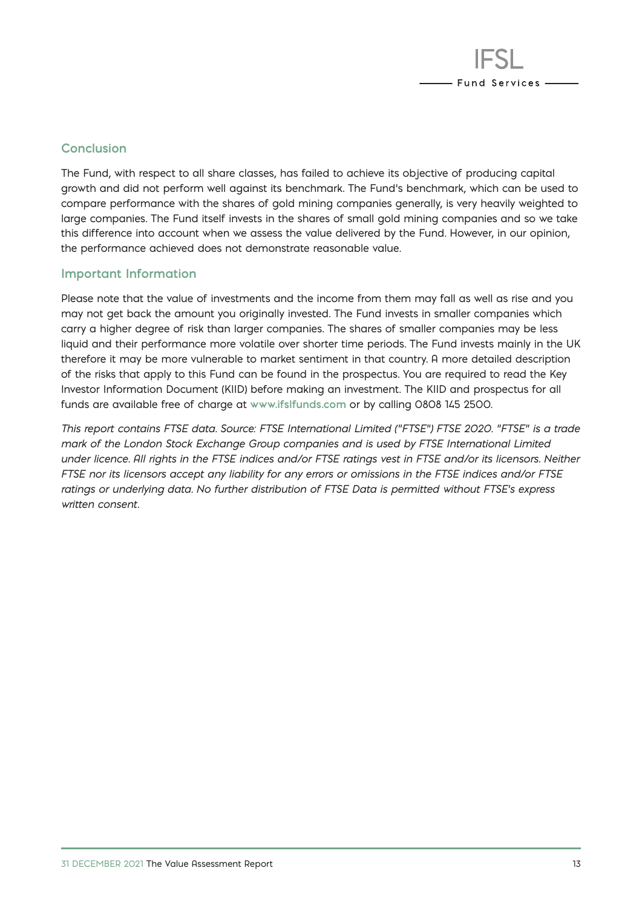## Conclusion

The Fund, with respect to all share classes, has failed to achieve its objective of producing capital growth and did not perform well against its benchmark. The Fund's benchmark, which can be used to compare performance with the shares of gold mining companies generally, is very heavily weighted to large companies. The Fund itself invests in the shares of small gold mining companies and so we take this difference into account when we assess the value delivered by the Fund. However, in our opinion, the performance achieved does not demonstrate reasonable value.

## Important Information

Please note that the value of investments and the income from them may fall as well as rise and you may not get back the amount you originally invested. The Fund invests in smaller companies which carry a higher degree of risk than larger companies. The shares of smaller companies may be less liquid and their performance more volatile over shorter time periods. The Fund invests mainly in the UK therefore it may be more vulnerable to market sentiment in that country. A more detailed description of the risks that apply to this Fund can be found in the prospectus. You are required to read the Key Investor Information Document (KIID) before making an investment. The KIID and prospectus for all funds are available free of charge at www.ifslfunds.com or by calling 0808 145 2500.

*This report contains FTSE data. Source: FTSE International Limited ("FTSE") FTSE 2020. "FTSE" is a trade mark of the London Stock Exchange Group companies and is used by FTSE International Limited under licence. All rights in the FTSE indices and/or FTSE ratings vest in FTSE and/or its licensors. Neither FTSE nor its licensors accept any liability for any errors or omissions in the FTSE indices and/or FTSE ratings or underlying data. No further distribution of FTSE Data is permitted without FTSE's express written consent.*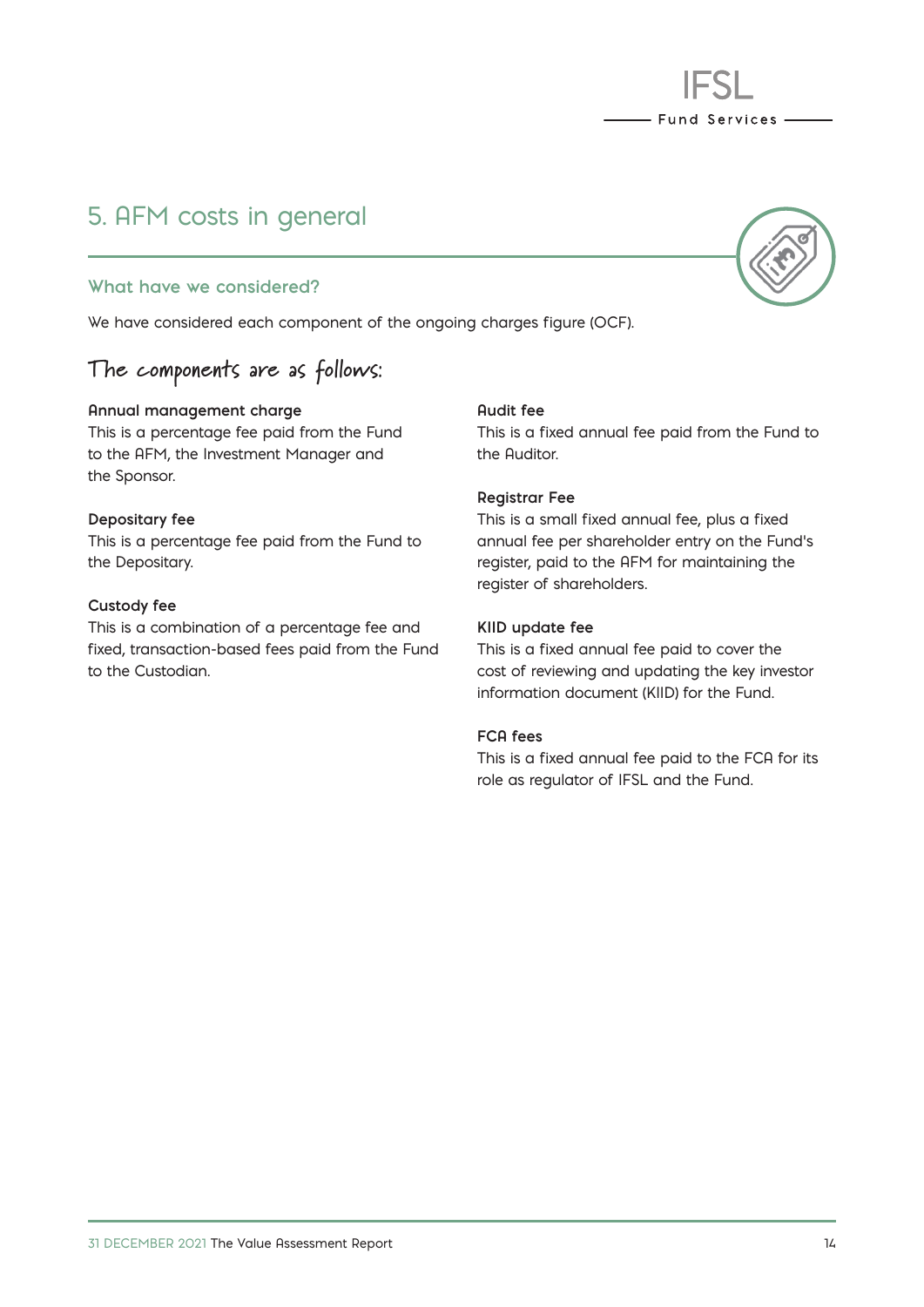# 5. AFM costs in general

## What have we considered?

We have considered each component of the ongoing charges figure (OCF).

## The components are as follows:

**Annual management charge**
This is a percentage fee paid from the Fund to the AFM, the Investment Manager and the Sponsor.

**Depositary fee**
This is a percentage fee paid from the Fund to the Depositary.

**Custody fee**
This is a combination of a percentage fee and fixed, transaction-based fees paid from the Fund to the Custodian.

**Audit fee**
This is a fixed annual fee paid from the Fund to the Auditor.

**Registrar Fee**
This is a small fixed annual fee, plus a fixed annual fee per shareholder entry on the Fund's register, paid to the AFM for maintaining the register of shareholders.

**KIID update fee**
This is a fixed annual fee paid to cover the cost of reviewing and updating the key investor information document (KIID) for the Fund.

**FCA fees**
This is a fixed annual fee paid to the FCA for its role as regulator of IFSL and the Fund.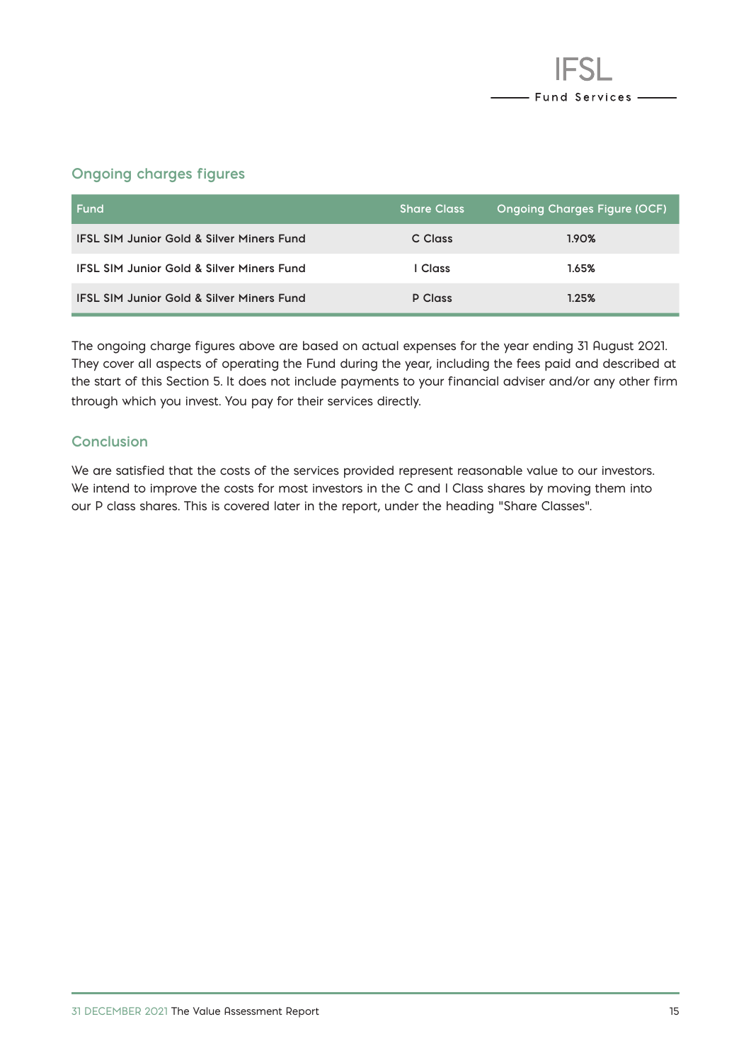## Ongoing charges figures

| Fund | Share Class | Ongoing Charges Figure (OCF) |
|---|---|---|
| IFSL SIM Junior Gold & Silver Miners Fund | C Class | 1.90% |
| IFSL SIM Junior Gold & Silver Miners Fund | I Class | 1.65% |
| IFSL SIM Junior Gold & Silver Miners Fund | P Class | 1.25% |

The ongoing charge figures above are based on actual expenses for the year ending 31 August 2021. They cover all aspects of operating the Fund during the year, including the fees paid and described at the start of this Section 5. It does not include payments to your financial adviser and/or any other firm through which you invest. You pay for their services directly.

## Conclusion

We are satisfied that the costs of the services provided represent reasonable value to our investors. We intend to improve the costs for most investors in the C and I Class shares by moving them into our P class shares. This is covered later in the report, under the heading "Share Classes".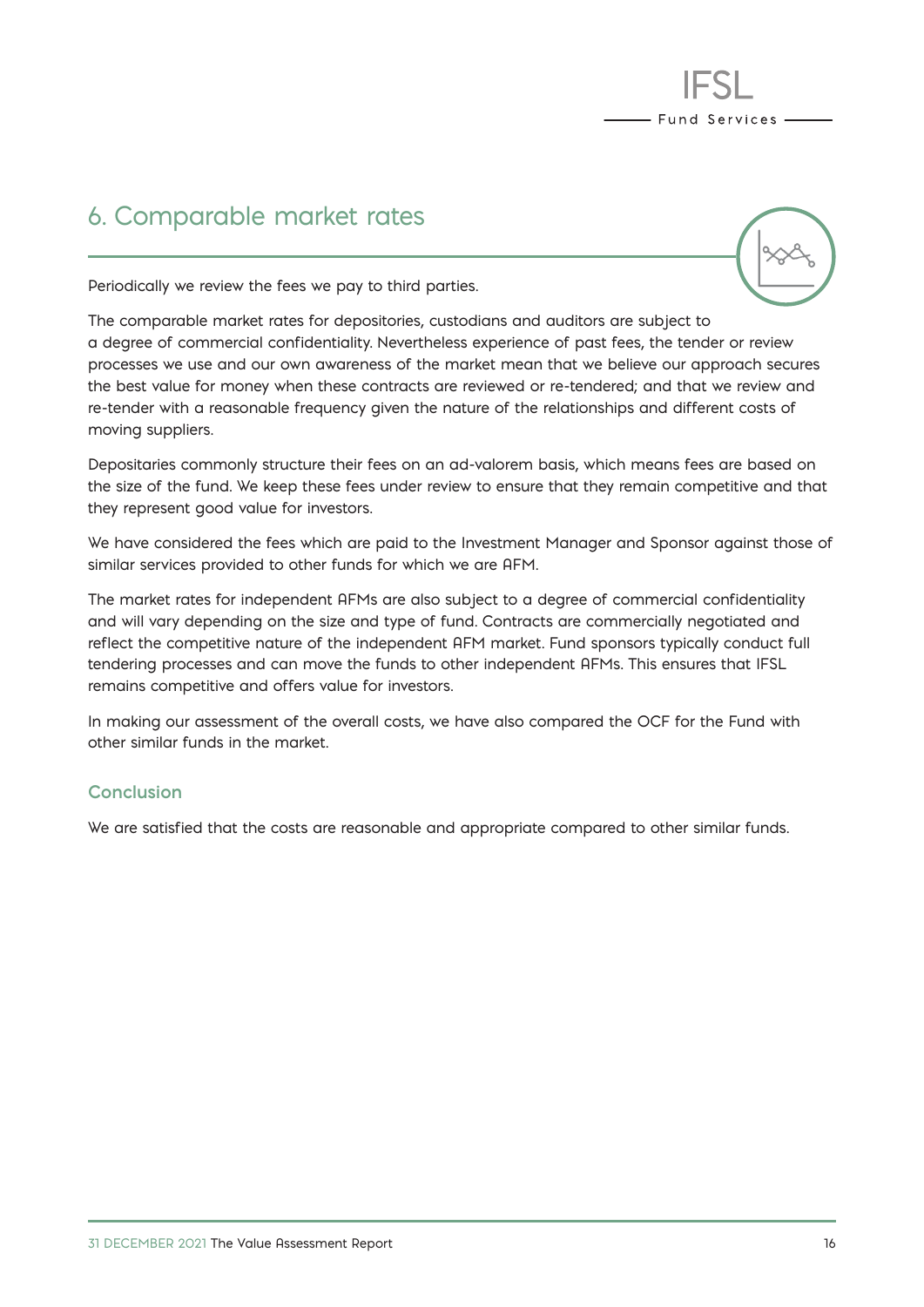## 6. Comparable market rates

Periodically we review the fees we pay to third parties.

The comparable market rates for depositories, custodians and auditors are subject to a degree of commercial confidentiality. Nevertheless experience of past fees, the tender or review processes we use and our own awareness of the market mean that we believe our approach secures the best value for money when these contracts are reviewed or re-tendered; and that we review and re-tender with a reasonable frequency given the nature of the relationships and different costs of moving suppliers.

Depositaries commonly structure their fees on an ad-valorem basis, which means fees are based on the size of the fund. We keep these fees under review to ensure that they remain competitive and that they represent good value for investors.

We have considered the fees which are paid to the Investment Manager and Sponsor against those of similar services provided to other funds for which we are AFM.

The market rates for independent AFMs are also subject to a degree of commercial confidentiality and will vary depending on the size and type of fund. Contracts are commercially negotiated and reflect the competitive nature of the independent AFM market. Fund sponsors typically conduct full tendering processes and can move the funds to other independent AFMs. This ensures that IFSL remains competitive and offers value for investors.

In making our assessment of the overall costs, we have also compared the OCF for the Fund with other similar funds in the market.

### Conclusion

We are satisfied that the costs are reasonable and appropriate compared to other similar funds.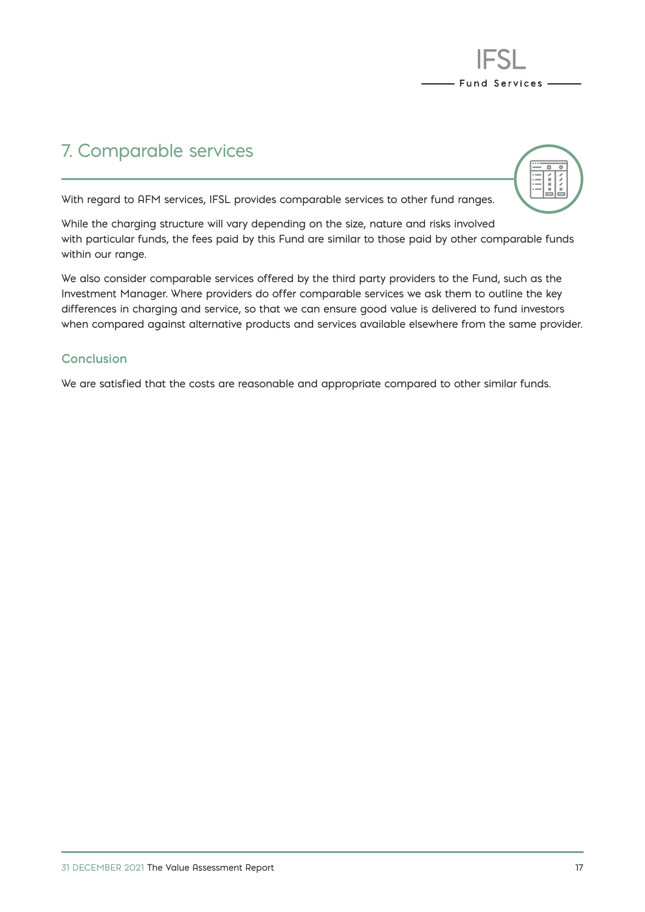## 7. Comparable services

With regard to AFM services, IFSL provides comparable services to other fund ranges.

While the charging structure will vary depending on the size, nature and risks involved with particular funds, the fees paid by this Fund are similar to those paid by other comparable funds within our range.

We also consider comparable services offered by the third party providers to the Fund, such as the Investment Manager. Where providers do offer comparable services we ask them to outline the key differences in charging and service, so that we can ensure good value is delivered to fund investors when compared against alternative products and services available elsewhere from the same provider.

### Conclusion

We are satisfied that the costs are reasonable and appropriate compared to other similar funds.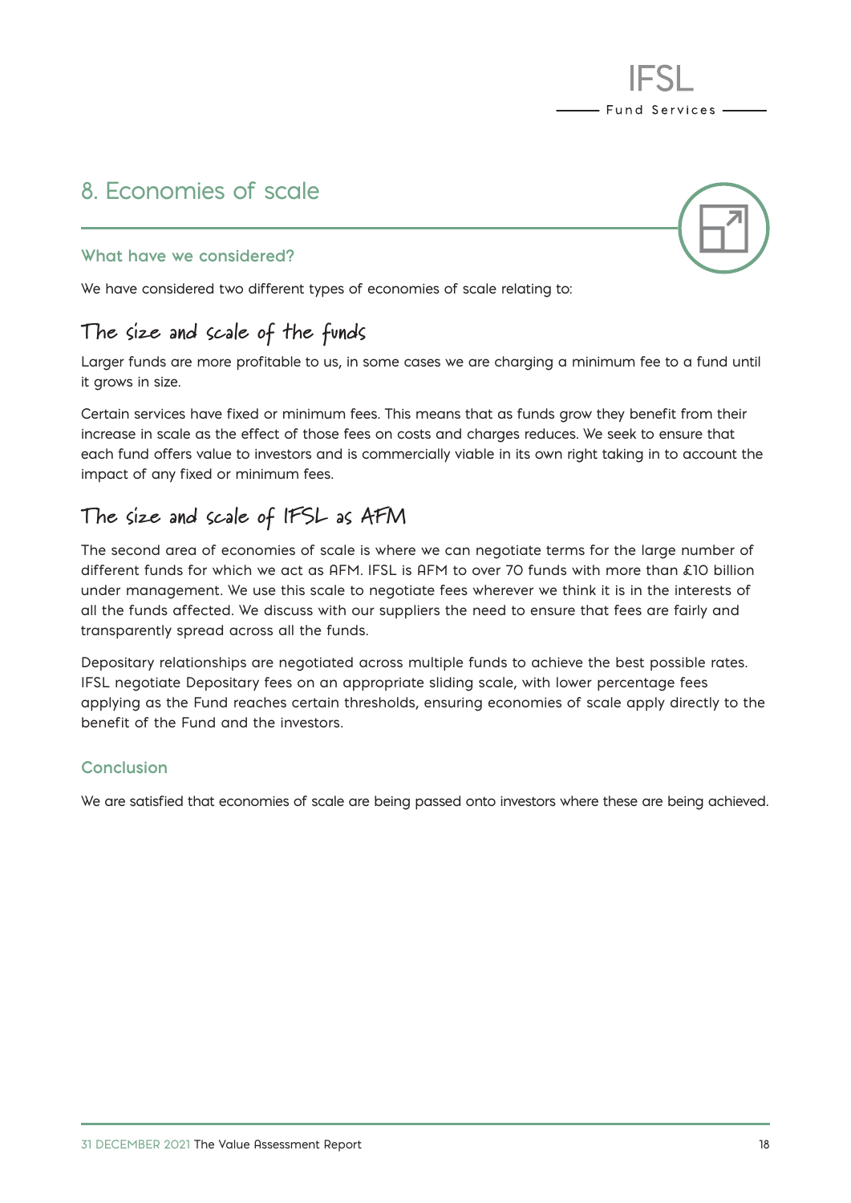# 8. Economies of scale

### What have we considered?

We have considered two different types of economies of scale relating to:

## The size and scale of the funds

Larger funds are more profitable to us, in some cases we are charging a minimum fee to a fund until it grows in size.

Certain services have fixed or minimum fees. This means that as funds grow they benefit from their increase in scale as the effect of those fees on costs and charges reduces. We seek to ensure that each fund offers value to investors and is commercially viable in its own right taking in to account the impact of any fixed or minimum fees.

## The size and scale of IFSL as AFM

The second area of economies of scale is where we can negotiate terms for the large number of different funds for which we act as AFM. IFSL is AFM to over 70 funds with more than £10 billion under management. We use this scale to negotiate fees wherever we think it is in the interests of all the funds affected. We discuss with our suppliers the need to ensure that fees are fairly and transparently spread across all the funds.

Depositary relationships are negotiated across multiple funds to achieve the best possible rates. IFSL negotiate Depositary fees on an appropriate sliding scale, with lower percentage fees applying as the Fund reaches certain thresholds, ensuring economies of scale apply directly to the benefit of the Fund and the investors.

### Conclusion

We are satisfied that economies of scale are being passed onto investors where these are being achieved.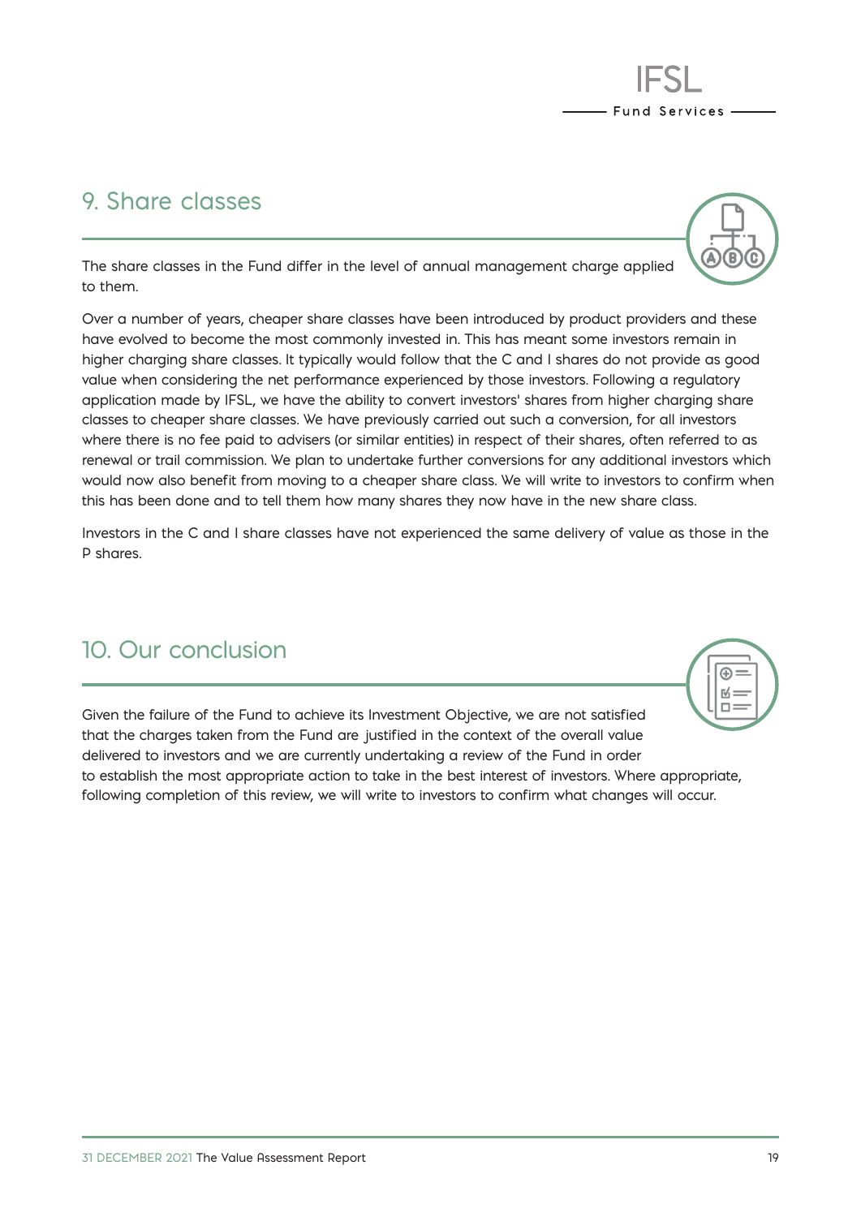## 9. Share classes

The share classes in the Fund differ in the level of annual management charge applied to them.

Over a number of years, cheaper share classes have been introduced by product providers and these have evolved to become the most commonly invested in. This has meant some investors remain in higher charging share classes. It typically would follow that the C and I shares do not provide as good value when considering the net performance experienced by those investors. Following a regulatory application made by IFSL, we have the ability to convert investors' shares from higher charging share classes to cheaper share classes. We have previously carried out such a conversion, for all investors where there is no fee paid to advisers (or similar entities) in respect of their shares, often referred to as renewal or trail commission. We plan to undertake further conversions for any additional investors which would now also benefit from moving to a cheaper share class. We will write to investors to confirm when this has been done and to tell them how many shares they now have in the new share class.

Investors in the C and I share classes have not experienced the same delivery of value as those in the P shares.

## 10. Our conclusion

Given the failure of the Fund to achieve its Investment Objective, we are not satisfied that the charges taken from the Fund are justified in the context of the overall value delivered to investors and we are currently undertaking a review of the Fund in order to establish the most appropriate action to take in the best interest of investors. Where appropriate, following completion of this review, we will write to investors to confirm what changes will occur.